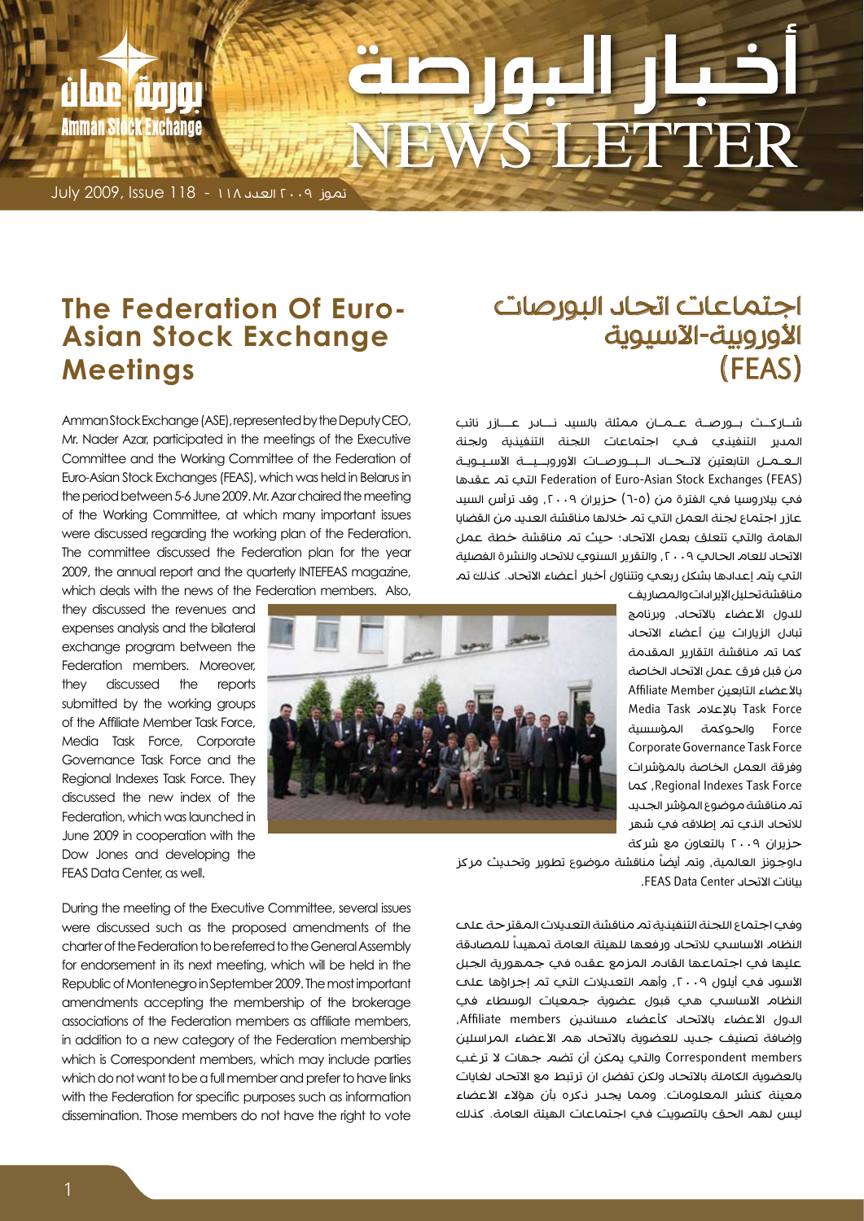# أخبار البورصة
# NEWS LETTER

بورصة عمان
Amman Stock Exchange

تموز ٢٠٠٩ العدد ١١٨ - July 2009, Issue 118

## The Federation Of Euro-Asian Stock Exchange Meetings

Amman Stock Exchange (ASE), represented by the Deputy CEO, Mr. Nader Azar, participated in the meetings of the Executive Committee and the Working Committee of the Federation of Euro-Asian Stock Exchanges (FEAS), which was held in Belarus in the period between 5-6 June 2009. Mr. Azar chaired the meeting of the Working Committee, at which many important issues were discussed regarding the working plan of the Federation. The committee discussed the Federation plan for the year 2009, the annual report and the quarterly INTEFEAS magazine, which deals with the news of the Federation members. Also, they discussed the revenues and expenses analysis and the bilateral exchange program between the Federation members. Moreover, they discussed the reports submitted by the working groups of the Affiliate Member Task Force, Media Task Force, Corporate Governance Task Force and the Regional Indexes Task Force. They discussed the new index of the Federation, which was launched in June 2009 in cooperation with the Dow Jones and developing the FEAS Data Center, as well.

During the meeting of the Executive Committee, several issues were discussed such as the proposed amendments of the charter of the Federation to be referred to the General Assembly for endorsement in its next meeting, which will be held in the Republic of Montenegro in September 2009. The most important amendments accepting the membership of the brokerage associations of the Federation members as affiliate members, in addition to a new category of the Federation membership which is Correspondent members, which may include parties which do not want to be a full member and prefer to have links with the Federation for specific purposes such as information dissemination. Those members do not have the right to vote

## اجتماعات اتحاد البورصات الأوروبية-الآسيوية (FEAS)

شاركت بورصة عمان ممثلة بالسيد نادر عازر نائب المدير التنفيذي في اجتماعات اللجنة التنفيذية ولجنة العمل التابعتين لاتحاد البورصات الاوروبية الاسيوية Federation of Euro-Asian Stock Exchanges (FEAS) التي تم عقدها في بيلاروسيا في الفترة من (٥-٦) حزيران ٢٠٠٩، وقد ترأس السيد عازر اجتماع لجنة العمل التي تم خلالها مناقشة العديد من القضايا الهامة والتي تتعلق بعمل الاتحاد؛ حيث تم مناقشة خطة عمل الاتحاد للعام الحالي ٢٠٠٩، والتقرير السنوي للاتحاد والنشرة الفصلية التي يتم إعدادها بشكل ربعي وتتناول أخبار أعضاء الاتحاد. كذلك تم مناقشة تحليل الإيرادات والمصاريف للدول الأعضاء بالاتحاد، وبرنامج تبادل الزيارات بين أعضاء الاتحاد كما تم مناقشة التقارير المقدمة من قبل فرق عمل الاتحاد الخاصة بالأعضاء التابعين Affiliate Member Task Force بالإعلام Media Task Force والحوكمة المؤسسية Corporate Governance Task Force وفرقة العمل الخاصة بالمؤشرات Regional Indexes Task Force، كما تم مناقشة موضوع المؤشر الجديد للاتحاد الذي تم إطلاقه في شهر حزيران ٢٠٠٩ بالتعاون مع شركة داوجونز العالمية، وتم أيضاً مناقشة موضوع تطوير وتحديث مركز بيانات الاتحاد FEAS Data Center.

وفي اجتماع اللجنة التنفيذية تم مناقشة التعديلات المقترحة على النظام الأساسي للاتحاد ورفعها للهيئة العامة تمهيداً للمصادقة عليها في اجتماعها القادم المزمع عقده في جمهورية الجبل الأسود في أيلول ٢٠٠٩، وأهم التعديلات التي تم إجراؤها على النظام الأساسي هي قبول عضوية جمعيات الوسطاء في الدول الأعضاء بالاتحاد كأعضاء مساندين Affiliate members، وإضافة تصنيف جديد للعضوية بالاتحاد هم الأعضاء المراسلين Correspondent members والتي يمكن أن تضم جهات لا ترغب بالعضوية الكاملة بالاتحاد ولكن تفضل ان ترتبط مع الاتحاد لغايات معينة كنشر المعلومات. ومما يجدر ذكره بأن هؤلاء الأعضاء ليس لهم الحق بالتصويت في اجتماعات الهيئة العامة. كذلك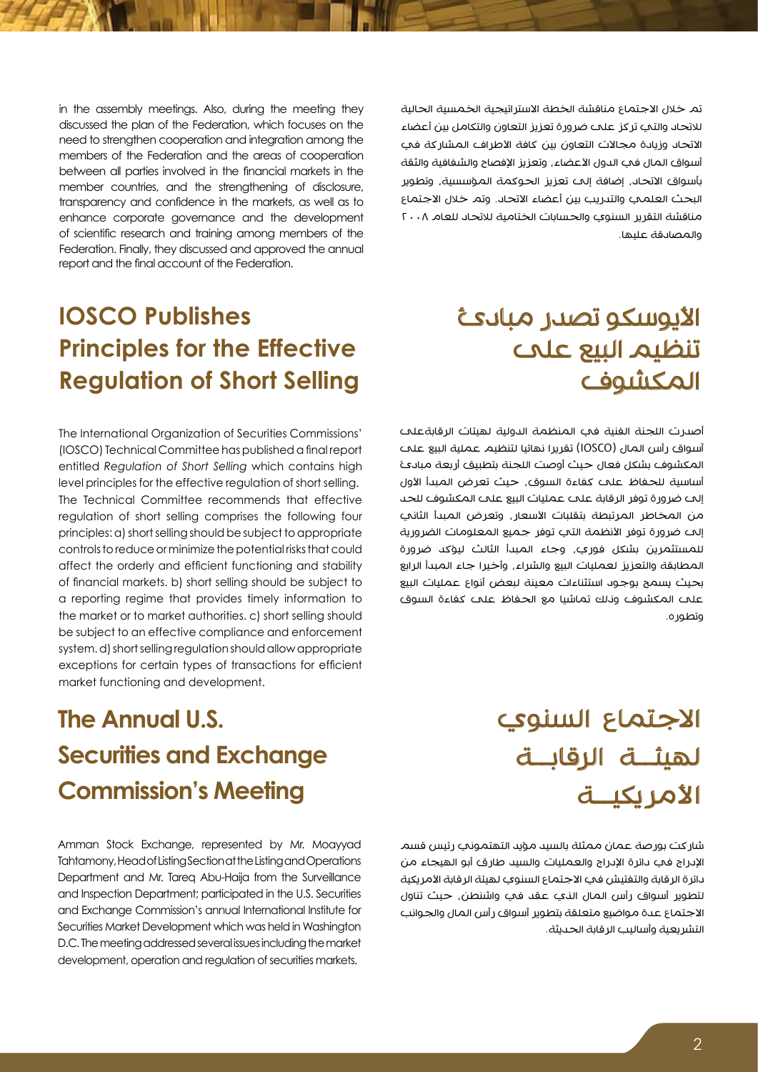in the assembly meetings. Also, during the meeting they discussed the plan of the Federation, which focuses on the need to strengthen cooperation and integration among the members of the Federation and the areas of cooperation between all parties involved in the financial markets in the member countries, and the strengthening of disclosure, transparency and confidence in the markets, as well as to enhance corporate governance and the development of scientific research and training among members of the Federation. Finally, they discussed and approved the annual report and the final account of the Federation.

تم خلال الاجتماع مناقشة الخطة الاستراتيجية الخمسية الحالية للاتحاد والتي تركز على ضرورة تعزيز التعاون والتكامل بين أعضاء الاتحاد وزيادة مجالات التعاون بين كافة الأطراف المشاركة في أسواق المال في الدول الأعضاء، وتعزيز الإفصاح والشفافية والثقة بأسواق الاتحاد، إضافة إلى تعزيز الحوكمة المؤسسية، وتطوير البحث العلمي والتدريب بين أعضاء الاتحاد. وتم خلال الاجتماع مناقشة التقرير السنوي والحسابات الختامية للاتحاد للعام ٢٠٠٨ والمصادقة عليها.

## IOSCO Publishes Principles for the Effective Regulation of Short Selling

The International Organization of Securities Commissions' (IOSCO) Technical Committee has published a final report entitled *Regulation of Short Selling* which contains high level principles for the effective regulation of short selling. The Technical Committee recommends that effective regulation of short selling comprises the following four principles: a) short selling should be subject to appropriate controls to reduce or minimize the potential risks that could affect the orderly and efficient functioning and stability of financial markets. b) short selling should be subject to a reporting regime that provides timely information to the market or to market authorities. c) short selling should be subject to an effective compliance and enforcement system. d) short selling regulation should allow appropriate exceptions for certain types of transactions for efficient market functioning and development.

## الأيوسكو تصدر مبادئ تنظيم البيع على المكشوف

أصدرت اللجنة الفنية في المنظمة الدولية لهيئات الرقابةعلى أسواق رأس المال (IOSCO) تقريرا نهائيا لتنظيم عملية البيع على المكشوف بشكل فعال حيث أوصت اللجنة بتطبيق أربعة مبادئ أساسية للحفاظ على كفاءة السوق، حيث تعرض المبدأ الأول إلى ضرورة توفر الرقابة على عمليات البيع على المكشوف للحد من المخاطر المرتبطة بتقلبات الأسعار، وتعرض المبدأ الثاني إلى ضرورة توفر الأنظمة التي توفر جميع المعلومات الضرورية للمستثمرين بشكل فوري، وجاء المبدأ الثالث ليؤكد ضرورة المطابقة والتعزيز لعمليات البيع والشراء، وأخيرا جاء المبدأ الرابع بحيث يسمح بوجود استثناءات معينة لبعض أنواع عمليات البيع على المكشوف وذلك تماشيا مع الحفاظ على كفاءة السوق وتطوره.

## The Annual U.S. Securities and Exchange Commission's Meeting

Amman Stock Exchange, represented by Mr. Moayyad Tahtamony, Head of Listing Section at the Listing and Operations Department and Mr. Tareq Abu-Haija from the Surveillance and Inspection Department; participated in the U.S. Securities and Exchange Commission's annual International Institute for Securities Market Development which was held in Washington D.C. The meeting addressed several issues including the market development, operation and regulation of securities markets.

## الاجتماع السنوي لهيئة الرقابة الأمريكية

شاركت بورصة عمان ممثلة بالسيد مؤيد التهتموني رئيس قسم الإدراج في دائرة الإدراج والعمليات والسيد طارق أبو الهيجاء من دائرة الرقابة والتفتيش في الاجتماع السنوي لهيئة الرقابة الأمريكية لتطوير أسواق رأس المال الذي عقد في واشنطن، حيث تناول الاجتماع عدة مواضيع متعلقة بتطوير أسواق رأس المال والجوانب التشريعية وأساليب الرقابة الحديثة.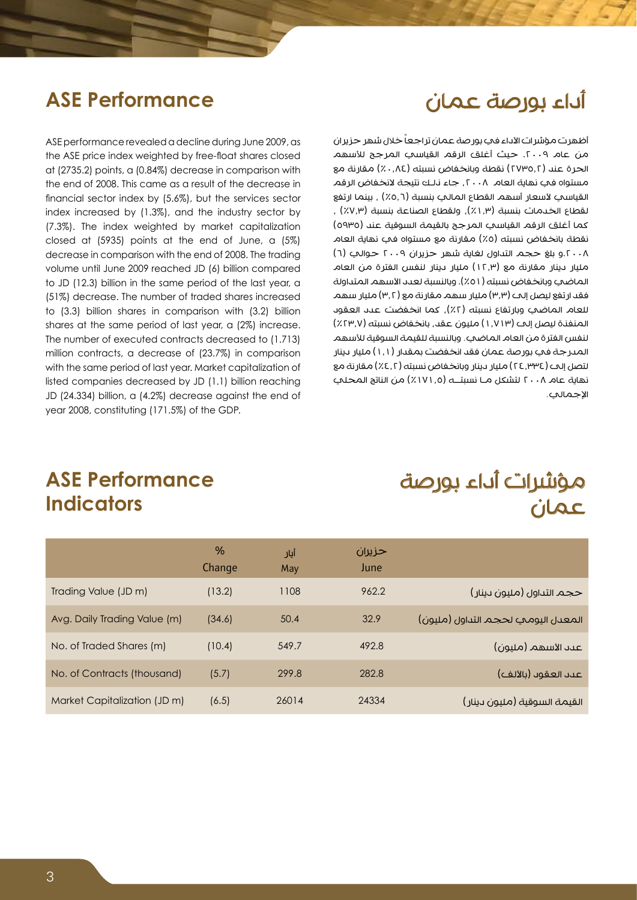## ASE Performance

ASE performance revealed a decline during June 2009, as the ASE price index weighted by free-float shares closed at (2735.2) points, a (0.84%) decrease in comparison with the end of 2008. This came as a result of the decrease in financial sector index by (5.6%), but the services sector index increased by (1.3%), and the industry sector by (7.3%). The index weighted by market capitalization closed at (5935) points at the end of June, a (5%) decrease in comparison with the end of 2008. The trading volume until June 2009 reached JD (6) billion compared to JD (12.3) billion in the same period of the last year, a (51%) decrease. The number of traded shares increased to (3.3) billion shares in comparison with (3.2) billion shares at the same period of last year, a (2%) increase. The number of executed contracts decreased to (1.713) million contracts, a decrease of (23.7%) in comparison with the same period of last year. Market capitalization of listed companies decreased by JD (1.1) billion reaching JD (24.334) billion, a (4.2%) decrease against the end of year 2008, constituting (171.5%) of the GDP.

## أداء بورصة عمان

أظهرت مؤشرات الاداء في بورصة عمان تراجعاً خلال شهر حزيران من عام ٢٠٠٩. حيث أغلق الرقم القياسي المرجح للأسهم الحرة عند (٢٧٣٥,٢) نقطة وبانخفاض نسبته (٠,٨٤٪) مقارنة مع مستواه في نهاية العام ٢٠٠٨، جاء ذلك نتيجة لانخفاض الرقم القياسي لأسعار أسهم القطاع المالي بنسبة (٥,٦٪) ، بينما ارتفع لقطاع الخدمات بنسبة (١,٣٪)، ولقطاع الصناعة بنسبة (٧,٣٪) ، كما أغلق الرقم القياسي المرجح بالقيمة السوقية عند (٥٩٣٥) نقطة بانخفاض نسبته (٥٪) مقارنة مع مستواه في نهاية العام ٢٠٠٨.و بلغ حجم التداول لغاية شهر حزيران ٢٠٠٩ حوالي (٦) مليار دينار مقارنة مع (١٢,٣) مليار دينار لنفس الفترة من العام الماضي وبانخفاض نسبته (٥١٪). وبالنسبة لعدد الأسهم المتداولة فقد ارتفع ليصل إلى (٣,٣) مليار سهم مقارنة مع (٣,٢) مليار سهم للعام الماضي وبارتفاع نسبته (٢٪)، كما انخفضت عدد العقود المنفذة ليصل إلى (١,٧١٣) مليون عقد، بانخفاض نسبته (٢٣,٧٪) لنفس الفترة من العام الماضي. وبالنسبة للقيمة السوقية للأسهم المدرجة في بورصة عمان فقد انخفضت بمقدار (١,١) مليار دينار لتصل إلى (٢٤,٣٣٤) مليار دينار وبانخفاض نسبته (٤,٢٪) مقارنة مع نهاية عام ٢٠٠٨ لتشكل مـا نسبتـــه (١٧١,٥٪) من الناتج المحلي الإجمالي.

## ASE Performance Indicators

## مؤشرات أداء بورصة عمان

| | % Change | أيار May | حزيران June | |
|---|---|---|---|---|
| Trading Value (JD m) | (13.2) | 1108 | 962.2 | حجم التداول (مليون دينار) |
| Avg. Daily Trading Value (m) | (34.6) | 50.4 | 32.9 | المعدل اليومي لحجم التداول (مليون) |
| No. of Traded Shares (m) | (10.4) | 549.7 | 492.8 | عدد الأسهم (مليون) |
| No. of Contracts (thousand) | (5.7) | 299.8 | 282.8 | عدد العقود (بالآلف) |
| Market Capitalization (JD m) | (6.5) | 26014 | 24334 | القيمة السوقية (مليون دينار) |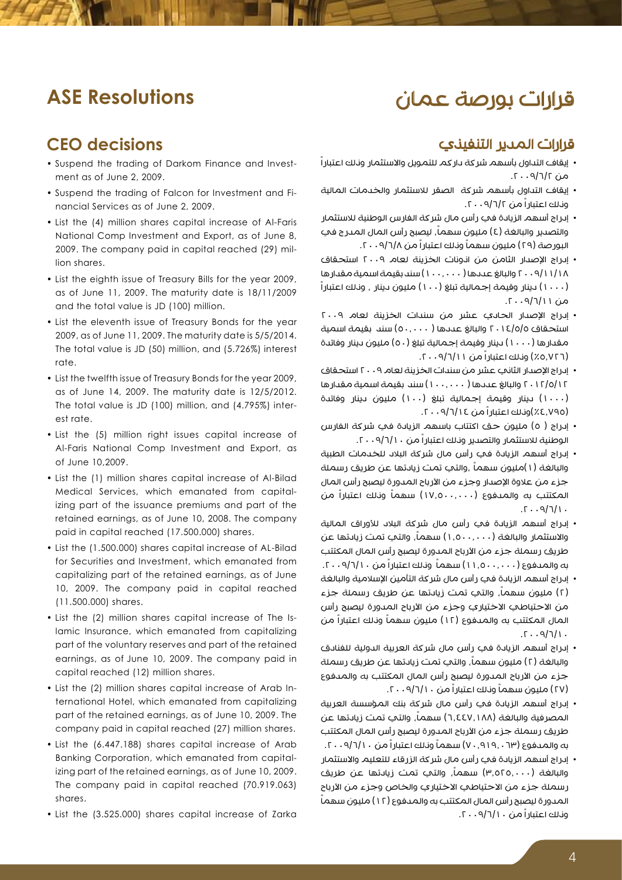# ASE Resolutions

## CEO decisions

- Suspend the trading of Darkom Finance and Investment as of June 2, 2009.
- Suspend the trading of Falcon for Investment and Financial Services as of June 2, 2009.
- List the (4) million shares capital increase of Al-Faris National Comp Investment and Export, as of June 8, 2009. The company paid in capital reached (29) million shares.
- List the eighth issue of Treasury Bills for the year 2009, as of June 11, 2009. The maturity date is 18/11/2009 and the total value is JD (100) million.
- List the eleventh issue of Treasury Bonds for the year 2009, as of June 11, 2009. The maturity date is 5/5/2014. The total value is JD (50) million, and (5.726%) interest rate.
- List the twelfth issue of Treasury Bonds for the year 2009, as of June 14, 2009. The maturity date is 12/5/2012. The total value is JD (100) million, and (4.795%) interest rate.
- List the (5) million right issues capital increase of Al-Faris National Comp Investment and Export, as of June 10,2009.
- List the (1) million shares capital increase of Al-Bilad Medical Services, which emanated from capitalizing part of the issuance premiums and part of the retained earnings, as of June 10, 2008. The company paid in capital reached (17.500.000) shares.
- List the (1.500.000) shares capital increase of AL-Bilad for Securities and Investment, which emanated from capitalizing part of the retained earnings, as of June 10, 2009. The company paid in capital reached (11.500.000) shares.
- List the (2) million shares capital increase of The Islamic Insurance, which emanated from capitalizing part of the voluntary reserves and part of the retained earnings, as of June 10, 2009. The company paid in capital reached (12) million shares.
- List the (2) million shares capital increase of Arab International Hotel, which emanated from capitalizing part of the retained earnings, as of June 10, 2009. The company paid in capital reached (27) million shares.
- List the (6.447.188) shares capital increase of Arab Banking Corporation, which emanated from capitalizing part of the retained earnings, as of June 10, 2009. The company paid in capital reached (70.919.063) shares.
- List the (3.525.000) shares capital increase of Zarka

# قرارات بورصة عمان

## قرارات المدير التنفيذي

- إيقاف التداول بأسهم شركة داركم للتمويل والاستثمار وذلك اعتباراً من ٢٠٠٩/٦/٢.
- إيقاف التداول بأسهم شركة الصقر للاستثمار والخدمات المالية وذلك اعتباراً من ٢٠٠٩/٦/٢.
- إدراج أسهم الزيادة في رأس مال شركة الفارس الوطنية للاستثمار والتصدير والبالغة (٤) مليون سهماً، ليصبح رأس المال المدرج في البورصة (٢٩) مليون سهماً وذلك اعتباراً من ٢٠٠٩/٦/٨.
- إدراج الإصدار الثامن من أذونات الخزينة لعام ٢٠٠٩ استحقاق ٢٠٠٩/١١/١٨ والبالغ عددها (١٠٠,٠٠٠) سند بقيمة اسمية مقدارها (١٠٠٠) دينار وقيمة إجمالية تبلغ (١٠٠) مليون دينار، وذلك اعتباراً من ٢٠٠٩/٦/١١.
- إدراج الإصدار الحادي عشر من سندات الخزينة لعام ٢٠٠٩ استحقاق ٢٠١٤/٥/٥ والبالغ عددها (٥٠,٠٠٠) سند بقيمة اسمية مقدارها (١٠٠٠) دينار وقيمة إجمالية تبلغ (٥٠) مليون دينار وفائدة (٥,٧٢٦٪) وذلك اعتباراً من ٢٠٠٩/٦/١١.
- إدراج الإصدار الثاني عشر من سندات الخزينة لعام ٢٠٠٩ استحقاق ٢٠١٢/٥/١٢ والبالغ عددها (١٠٠,٠٠٠) سند بقيمة اسمية مقدارها (١٠٠٠) دينار وقيمة إجمالية تبلغ (١٠٠) مليون دينار وفائدة (٤,٧٩٥٪)وذلك اعتباراً من ٢٠٠٩/٦/١٤.
- إدراج (٥) مليون حق اكتتاب بأسهم الزيادة في شركة الفارس الوطنية للاستثمار والتصدير وذلك اعتباراً من ٢٠٠٩/٦/١٠.
- إدراج أسهم الزيادة في رأس مال شركة البلاد للخدمات الطبية والبالغة (١)مليون سهماً ،والتي تمت زيادتها عن طريق رسملة جزء من علاوة الإصدار وجزء من الأرباح المدورة ليصبح رأس المال المكتتب به والمدفوع (١٧,٥٠٠,٠٠٠) سهماً وذلك اعتباراً من ٢٠٠٩/٦/١٠.
- إدراج أسهم الزيادة في رأس مال شركة البلاد للأوراق المالية والاستثمار والبالغة (١,٥٠٠,٠٠٠) سهماً، والتي تمت زيادتها عن طريق رسملة جزء من الأرباح المدورة ليصبح رأس المال المكتتب به والمدفوع (١١,٥٠٠,٠٠٠) سهماً وذلك اعتباراً من ٢٠٠٩/٦/١٠.
- إدراج أسهم الزيادة في رأس مال شركة التأمين الإسلامية والبالغة (٢) مليون سهماً، والتي تمت زيادتها عن طريق رسملة جزء من الاحتياطي الاختياري وجزء من الأرباح المدورة ليصبح رأس المال المكتتب به والمدفوع (١٢) مليون سهماً وذلك اعتباراً من ٢٠٠٩/٦/١٠.
- إدراج أسهم الزيادة في رأس مال شركة العربية الدولية للفنادق والبالغة (٢) مليون سهماً، والتي تمت زيادتها عن طريق رسملة جزء من الأرباح المدورة ليصبح رأس المال المكتتب به والمدفوع (٢٧) مليون سهماً وذلك اعتباراً من ٢٠٠٩/٦/١٠.
- إدراج أسهم الزيادة في رأس مال شركة بنك المؤسسة العربية المصرفية والبالغة (٦,٤٤٧,١٨٨) سهماً، والتي تمت زيادتها عن طريق رسملة جزء من الأرباح المدورة ليصبح رأس المال المكتتب به والمدفوع (٧٠,٩١٩,٠٦٣) سهماً وذلك اعتباراً من ٢٠٠٩/٦/١٠.
- إدراج أسهم الزيادة في رأس مال شركة الزرقاء للتعليم والاستثمار والبالغة (٣,٥٢٥,٠٠٠) سهماً، والتي تمت زيادتها عن طريق رسملة جزء من الاحتياطي الاختياري والخاص وجزء من الأرباح المدورة ليصبح رأس المال المكتتب به والمدفوع (١٢) مليون سهماً وذلك اعتباراً من ٢٠٠٩/٦/١٠.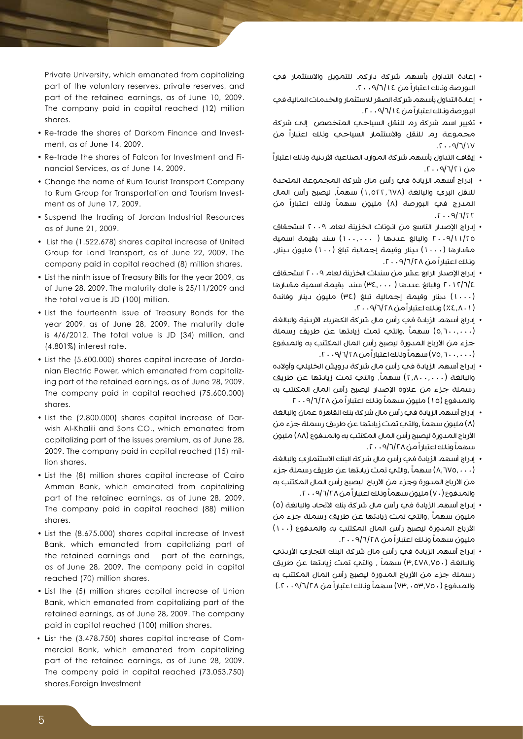Private University, which emanated from capitalizing part of the voluntary reserves, private reserves, and part of the retained earnings, as of June 10, 2009. The company paid in capital reached (12) million shares.

- Re-trade the shares of Darkom Finance and Investment, as of June 14, 2009.
- Re-trade the shares of Falcon for Investment and Financial Services, as of June 14, 2009.
- Change the name of Rum Tourist Transport Company to Rum Group for Transportation and Tourism Investment as of June 17, 2009.
- Suspend the trading of Jordan Industrial Resources as of June 21, 2009.
- List the (1.522.678) shares capital increase of United Group for Land Transport, as of June 22, 2009. The company paid in capital reached (8) million shares.
- List the ninth issue of Treasury Bills for the year 2009, as of June 28. 2009. The maturity date is 25/11/2009 and the total value is JD (100) million.
- List the fourteenth issue of Treasury Bonds for the year 2009, as of June 28, 2009. The maturity date is 4/6/2012. The total value is JD (34) million, and (4.801%) interest rate.
- List the (5.600.000) shares capital increase of Jordanian Electric Power, which emanated from capitalizing part of the retained earnings, as of June 28, 2009. The company paid in capital reached (75.600.000) shares.
- List the (2.800.000) shares capital increase of Darwish Al-Khalili and Sons CO., which emanated from capitalizing part of the issues premium, as of June 28, 2009. The company paid in capital reached (15) million shares.
- List the (8) million shares capital increase of Cairo Amman Bank, which emanated from capitalizing part of the retained earnings, as of June 28, 2009. The company paid in capital reached (88) million shares.
- List the (8.675.000) shares capital increase of Invest Bank, which emanated from capitalizing part of the retained earnings and part of the earnings, as of June 28, 2009. The company paid in capital reached (70) million shares.
- List the (5) million shares capital increase of Union Bank, which emanated from capitalizing part of the retained earnings, as of June 28, 2009. The company paid in capital reached (100) million shares.
- List the (3.478.750) shares capital increase of Commercial Bank, which emanated from capitalizing part of the retained earnings, as of June 28, 2009. The company paid in capital reached (73.053.750) shares.Foreign Investment

- إعادة التداول بأسهم شركة داركم للتمويل والاستثمار في البورصة وذلك اعتباراً من ٢٠٠٩/٦/١٤.
- إعادة التداول بأسهم شركة الصقر للاستثمار والخدمات المالية في البورصة وذلك اعتباراً من ٢٠٠٩/٦/١٤.
- تغيير اسم شركة رم للنقل السياحي المتخصص إلى شركة مجموعة رم للنقل والاستثمار السياحي وذلك اعتباراً من ٢٠٠٩/٦/١٧.
- إيقاف التداول بأسهم شركة الموارد الصناعية الأردنية وذلك اعتباراً من ٢٠٠٩/٦/٢١.
- إدراج أسهم الزيادة في رأس مال شركة المجموعة المتحدة للنقل البري والبالغة (١,٥٢٢,٦٧٨) سهماً، ليصبح رأس المال المدرج في البورصة (٨) مليون سهماً وذلك اعتباراً من ٢٠٠٩/٦/٢٢.
- إدراج الإصدار التاسع من اذونات الخزينة لعام ٢٠٠٩ استحقاق ٢٠٠٩/١١/٢٥ والبالغ عددها (١٠٠,٠٠٠) سند بقيمة اسمية مقدارها (١٠٠٠) دينار وقيمة إجمالية تبلغ (١٠٠) مليون دينار، وذلك اعتباراً من ٢٠٠٩/٦/٢٨.
- إدراج الإصدار الرابع عشر من سندات الخزينة لعام ٢٠٠٩ استحقاق ٢٠١٢/٦/٤ والبالغ عددها (٣٤,٠٠٠) سند بقيمة اسمية مقدارها (١٠٠٠) دينار وقيمة إجمالية تبلغ (٣٤) مليون دينار وفائدة (٤,٨٠١٪) وذلك اعتباراً من ٢٠٠٩/٦/٢٨.
- إدراج أسهم الزيادة في رأس مال شركة الكهرباء الأردنية والبالغة (٥,٦٠٠,٠٠٠) سهماً ،والتي تمت زيادتها عن طريق رسملة جزء من الأرباح المدورة ليصبح رأس المال المكتتب به والمدفوع (٧٥,٦٠٠,٠٠٠) سهماً وذلك اعتباراً من ٢٠٠٩/٦/٢٨.
- إدراج أسهم الزيادة في رأس مال شركة درويش الخليلي وأولاده والبالغة (٢,٨٠٠,٠٠٠) سهماً، والتي تمت زيادتها عن طريق رسملة جزء من علاوة الإصدار ليصبح رأس المال المكتتب به والمدفوع (١٥) مليون سهماً وذلك اعتباراً من ٢٠٠٩/٦/٢٨
- إدراج أسهم الزيادة في رأس مال شركة بنك القاهرة عمان والبالغة (٨) مليون سهماً ،والتي تمت زيادتها عن طريق رسملة جزء من الأرباح المدورة ليصبح رأس المال المكتتب به والمدفوع (٨٨) مليون سهماً وذلك اعتباراً من ٢٠٠٩/٦/٢٨.
- إدراج أسهم الزيادة في رأس مال شركة البنك الاستثماري والبالغة (٨,٦٧٥,٠٠٠) سهماً ،والتي تمت زيادتها عن طريق رسملة جزء من الأرباح المدورة وجزء من الأرباح ليصبح رأس المال المكتتب به والمدفوع (٧٠) مليون سهماً وذلك اعتباراً من ٢٠٠٩/٦/٢٨.
- إدراج أسهم الزيادة في رأس مال شركة بنك الاتحاد والبالغة (٥) مليون سهماً ،والتي تمت زيادتها عن طريق رسملة جزء من الأرباح المدورة ليصبح رأس المال المكتتب به والمدفوع (١٠٠) مليون سهماً وذلك اعتباراً من ٢٠٠٩/٦/٢٨.
- إدراج أسهم الزيادة في رأس مال شركة البنك التجاري الأردني والبالغة (٣,٤٧٨,٧٥٠) سهماً ، والتي تمت زيادتها عن طريق رسملة جزء من الأرباح المدورة ليصبح رأس المال المكتتب به والمدفوع (٧٣,٠٥٣,٧٥٠) سهماً وذلك اعتباراً من ٢٠٠٩/٦/٢٨.)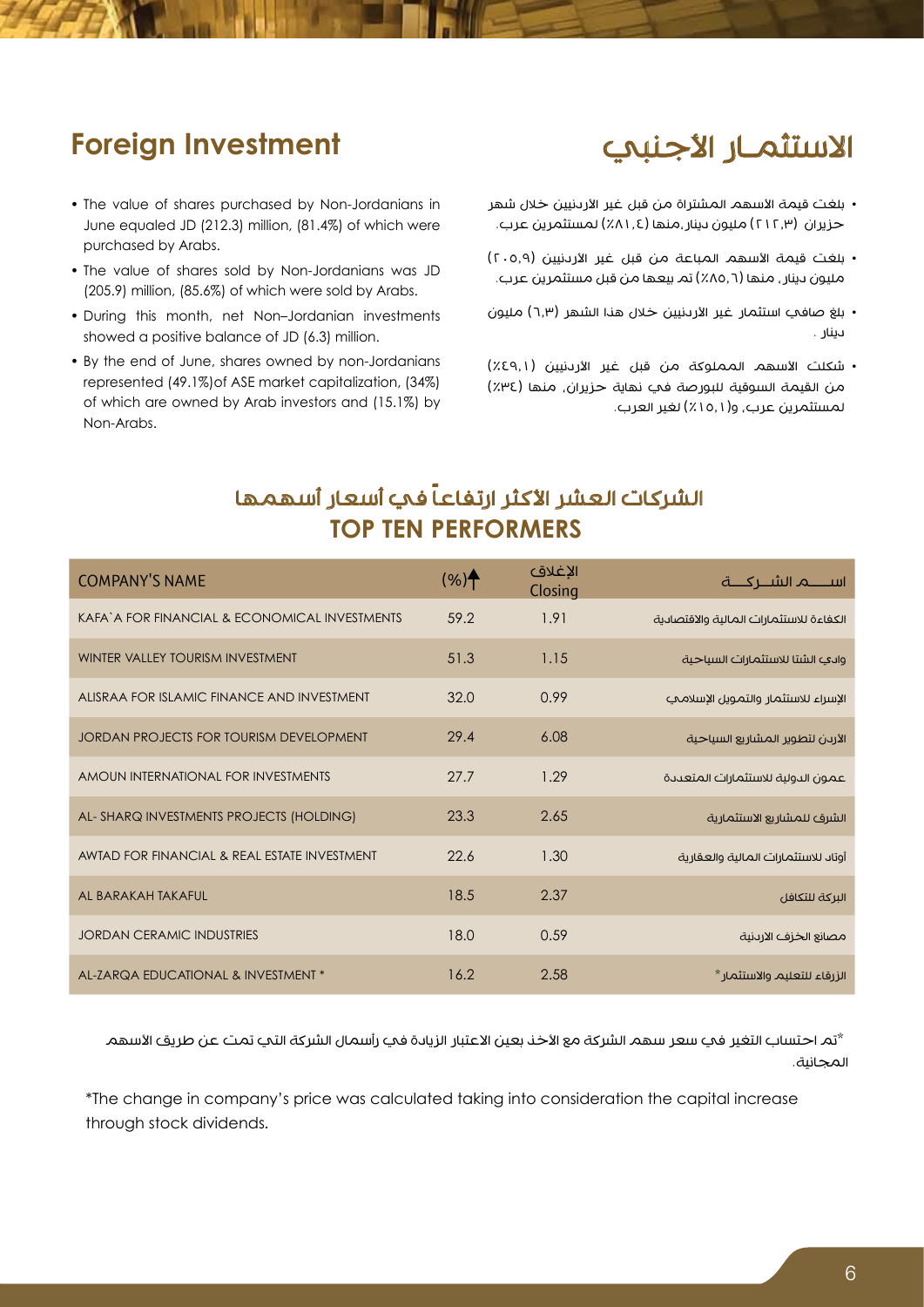## Foreign Investment

- The value of shares purchased by Non-Jordanians in June equaled JD (212.3) million, (81.4%) of which were purchased by Arabs.
- The value of shares sold by Non-Jordanians was JD (205.9) million, (85.6%) of which were sold by Arabs.
- During this month, net Non–Jordanian investments showed a positive balance of JD (6.3) million.
- By the end of June, shares owned by non-Jordanians represented (49.1%)of ASE market capitalization, (34%) of which are owned by Arab investors and (15.1%) by Non-Arabs.

## الاستثمـار الأجنبي

- بلغت قيمة الأسهم المشتراة من قبل غير الأردنيين خلال شهر حزيران (٢١٢,٣) مليون دينار،منها (٨١,٤٪) لمستثمرين عرب.
- بلغت قيمة الأسهم المباعة من قبل غير الأردنيين (٢٠٥,٩) مليون دينار، منها (٨٥,٦٪) تم بيعها من قبل مستثمرين عرب.
- بلغ صافي استثمار غير الأردنيين خلال هذا الشهر (٦,٣) مليون دينار.
- شكلت الأسهم المملوكة من قبل غير الأردنيين (٤٩,١٪) من القيمة السوقية للبورصة في نهاية حزيران، منها (٣٤٪) لمستثمرين عرب، و(١٥,١٪) لغير العرب.

## الشركات العشر الأكثر ارتفاعاً في أسعار أسهمها
## TOP TEN PERFORMERS

| COMPANY'S NAME | (%)↑ | الإغلاق Closing | اســـم الشـــركـــة |
|---|---|---|---|
| KAFA`A FOR FINANCIAL & ECONOMICAL INVESTMENTS | 59.2 | 1.91 | الكفاءة للاستثمارات المالية والاقتصادية |
| WINTER VALLEY TOURISM INVESTMENT | 51.3 | 1.15 | وادي الشتا للاستثمارات السياحية |
| ALISRAA FOR ISLAMIC FINANCE AND INVESTMENT | 32.0 | 0.99 | الإسراء للاستثمار والتمويل الإسلامي |
| JORDAN PROJECTS FOR TOURISM DEVELOPMENT | 29.4 | 6.08 | الأردن لتطوير المشاريع السياحية |
| AMOUN INTERNATIONAL FOR INVESTMENTS | 27.7 | 1.29 | عمون الدولية للاستثمارات المتعددة |
| AL- SHARQ INVESTMENTS PROJECTS (HOLDING) | 23.3 | 2.65 | الشرق للمشاريع الاستثمارية |
| AWTAD FOR FINANCIAL & REAL ESTATE INVESTMENT | 22.6 | 1.30 | أوتاد للاستثمارات المالية والعقارية |
| AL BARAKAH TAKAFUL | 18.5 | 2.37 | البركة للتكافل |
| JORDAN CERAMIC INDUSTRIES | 18.0 | 0.59 | مصانع الخزف الأردنية |
| AL-ZARQA EDUCATIONAL & INVESTMENT * | 16.2 | 2.58 | الزرقاء للتعليم والاستثمار* |

*تم احتساب التغير في سعر سهم الشركة مع الأخذ بعين الاعتبار الزيادة في رأسمال الشركة التي تمت عن طريق الأسهم المجانية.

*The change in company's price was calculated taking into consideration the capital increase through stock dividends.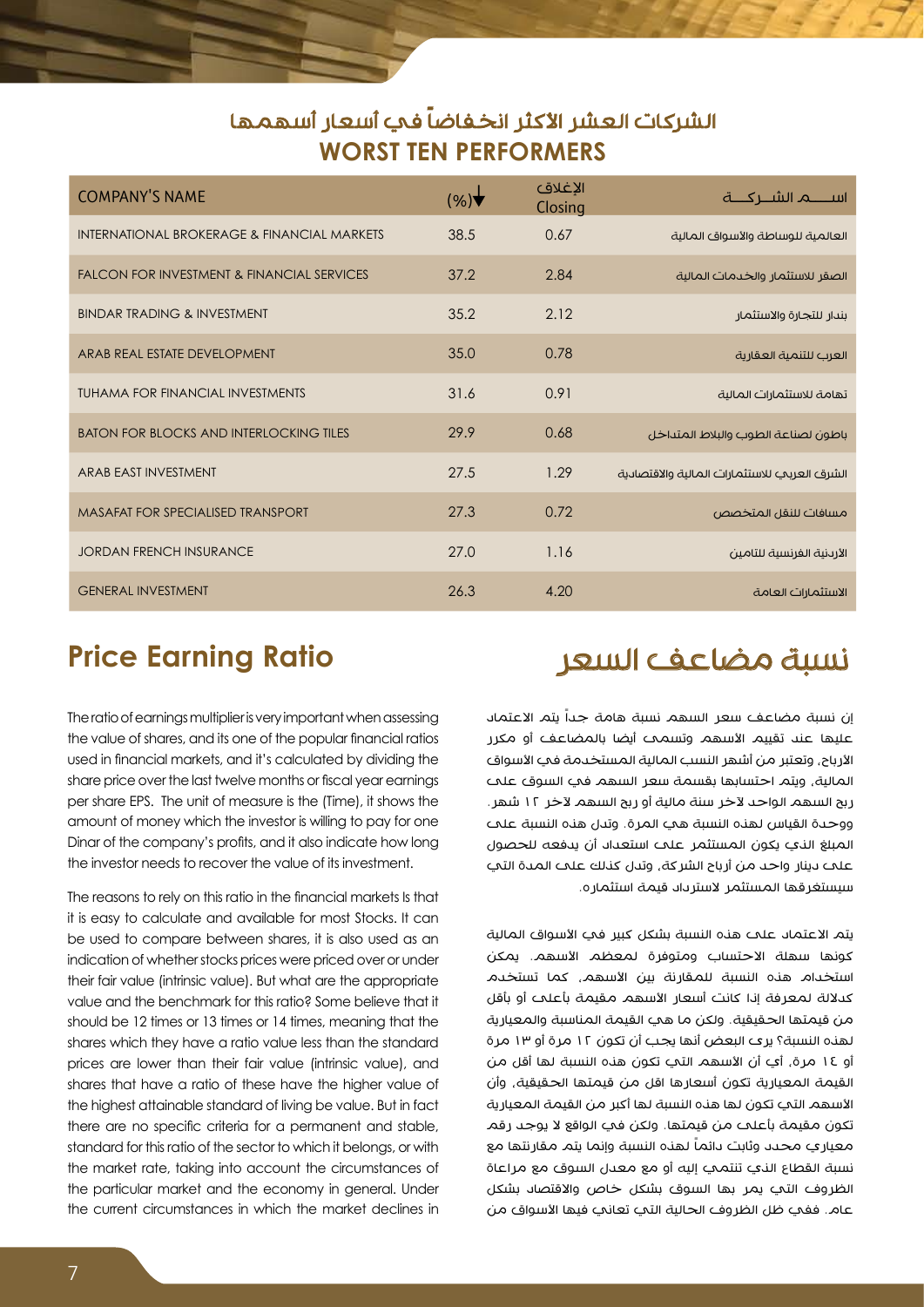## الشركات العشر الأكثر انخفاضاً في أسعار أسهمها
## WORST TEN PERFORMERS

| COMPANY'S NAME | (%)↓ | الإغلاق Closing | اســـم الشـــركـــة |
|---|---|---|---|
| INTERNATIONAL BROKERAGE & FINANCIAL MARKETS | 38.5 | 0.67 | العالمية للوساطة والأسواق المالية |
| FALCON FOR INVESTMENT & FINANCIAL SERVICES | 37.2 | 2.84 | الصقر للاستثمار والخدمات المالية |
| BINDAR TRADING & INVESTMENT | 35.2 | 2.12 | بندار للتجارة والاستثمار |
| ARAB REAL ESTATE DEVELOPMENT | 35.0 | 0.78 | العرب للتنمية العقارية |
| TUHAMA FOR FINANCIAL INVESTMENTS | 31.6 | 0.91 | تهامة للاستثمارات المالية |
| BATON FOR BLOCKS AND INTERLOCKING TILES | 29.9 | 0.68 | باطون لصناعة الطوب والبلاط المتداخل |
| ARAB EAST INVESTMENT | 27.5 | 1.29 | الشرق العربي للاستثمارات المالية والاقتصادية |
| MASAFAT FOR SPECIALISED TRANSPORT | 27.3 | 0.72 | مسافات للنقل المتخصص |
| JORDAN FRENCH INSURANCE | 27.0 | 1.16 | الأردنية الفرنسية للتامين |
| GENERAL INVESTMENT | 26.3 | 4.20 | الاستثمارات العامة |

## Price Earning Ratio

The ratio of earnings multiplier is very important when assessing the value of shares, and its one of the popular financial ratios used in financial markets, and it's calculated by dividing the share price over the last twelve months or fiscal year earnings per share EPS. The unit of measure is the (Time), it shows the amount of money which the investor is willing to pay for one Dinar of the company's profits, and it also indicate how long the investor needs to recover the value of its investment.

The reasons to rely on this ratio in the financial markets Is that it is easy to calculate and available for most Stocks. It can be used to compare between shares, it is also used as an indication of whether stocks prices were priced over or under their fair value (intrinsic value). But what are the appropriate value and the benchmark for this ratio? Some believe that it should be 12 times or 13 times or 14 times, meaning that the shares which they have a ratio value less than the standard prices are lower than their fair value (intrinsic value), and shares that have a ratio of these have the higher value of the highest attainable standard of living be value. But in fact there are no specific criteria for a permanent and stable, standard for this ratio of the sector to which it belongs, or with the market rate, taking into account the circumstances of the particular market and the economy in general. Under the current circumstances in which the market declines in

## نسبة مضاعف السعر

إن نسبة مضاعف سعر السهم نسبة هامة جداً يتم الاعتماد عليها عند تقييم الأسهم وتسمى أيضا بالمضاعف أو مكرر الأرباح، وتعتبر من أشهر النسب المالية المستخدمة في الأسواق المالية، ويتم احتسابها بقسمة سعر السهم في السوق على ربح السهم الواحد لآخر سنة مالية أو ربح السهم لآخر ١٢ شهر. ووحدة القياس لهذه النسبة هي المرة. وتدل هذه النسبة على المبلغ الذي يكون المستثمر على استعداد أن يدفعه للحصول على دينار واحد من أرباح الشركة، وتدل كذلك على المدة التي سيستغرقها المستثمر لاسترداد قيمة استثماره.

يتم الاعتماد على هذه النسبة بشكل كبير في الأسواق المالية كونها سهلة الاحتساب ومتوفرة لمعظم الأسهم. يمكن استخدام هذه النسبة للمقارنة بين الأسهم، كما تستخدم كدلالة لمعرفة إذا كانت أسعار الأسهم مقيمة بأعلى أو بأقل من قيمتها الحقيقية. ولكن ما هي القيمة المناسبة والمعيارية لهذه النسبة؟ يرى البعض أنها يجب أن تكون ١٢ مرة أو ١٣ مرة أو ١٤ مرة، أي أن الأسهم التي تكون هذه النسبة لها أقل من القيمة المعيارية تكون أسعارها اقل من قيمتها الحقيقية، وأن الأسهم التي تكون لها هذه النسبة لها أكبر من القيمة المعيارية تكون مقيمة بأعلى من قيمتها. ولكن في الواقع لا يوجد رقم معياري محدد وثابت دائماً لهذه النسبة وإنما يتم مقارنتها مع نسبة القطاع الذي تنتمي إليه أو مع معدل السوق مع مراعاة الظروف التي يمر بها السوق بشكل خاص والاقتصاد بشكل عام. ففي ظل الظروف الحالية التي تعاني فيها الأسواق من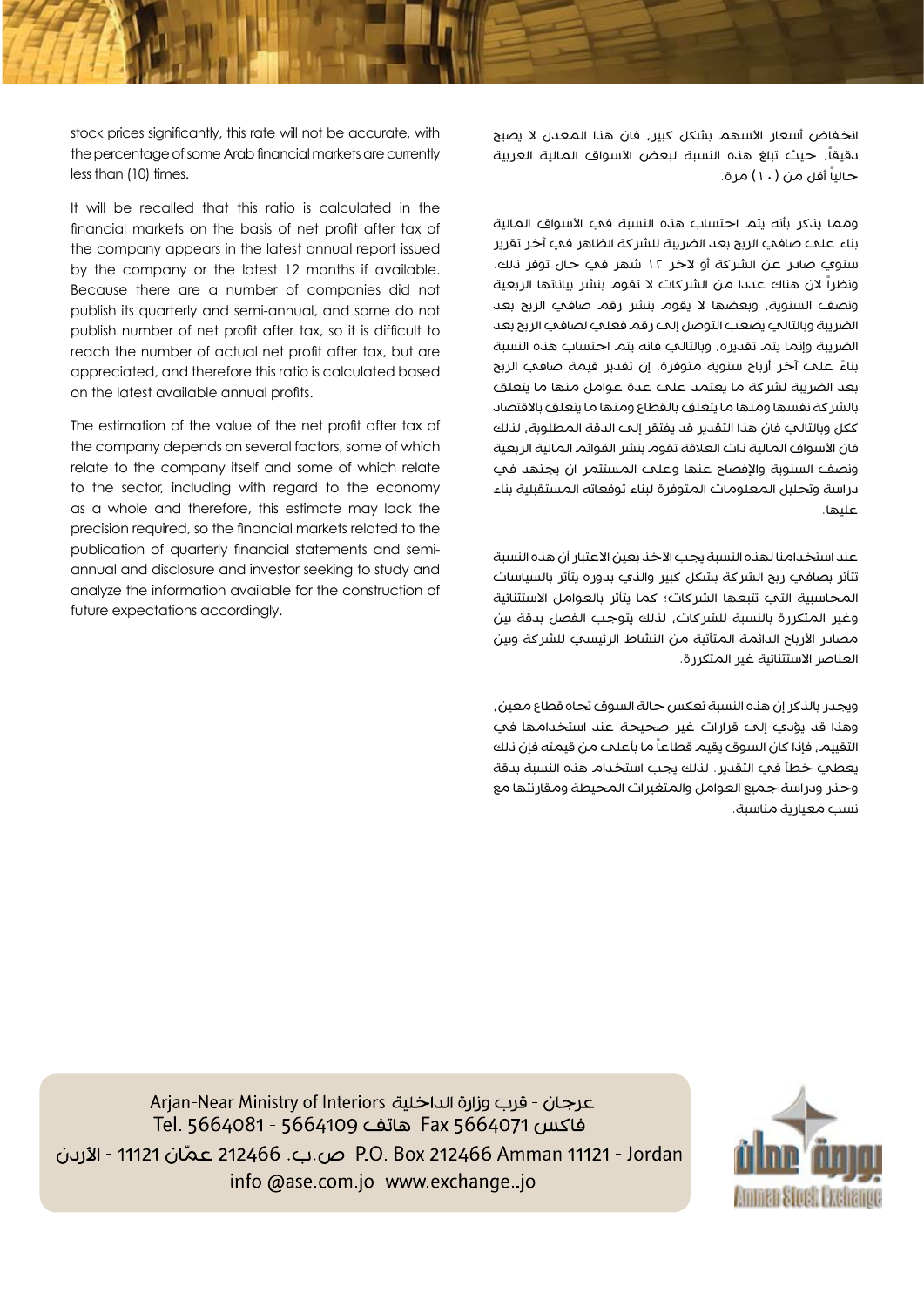انخفاض أسعار الأسهم بشكل كبير، فان هذا المعدل لا يصبح دقيقاً، حيث تبلغ هذه النسبة لبعض الأسواق المالية العربية حالياً أقل من (١٠) مرة.

ومما يذكر بأنه يتم احتساب هذه النسبة في الأسواق المالية بناء على صافي الربح بعد الضريبة للشركة الظاهر في آخر تقرير سنوي صادر عن الشركة أو لآخر ١٢ شهر في حال توفر ذلك. ونظراً لان هناك عددا من الشركات لا تقوم بنشر بياناتها الربعية ونصف السنوية، وبعضها لا يقوم بنشر رقم صافي الربح بعد الضريبة وبالتالي يصعب التوصل إلى رقم فعلي لصافي الربح بعد الضريبة وإنما يتم تقديره، وبالتالي فانه يتم احتساب هذه النسبة بناءً على آخر أرباح سنوية متوفرة. إن تقدير قيمة صافي الربح بعد الضريبة لشركة ما يعتمد على عدة عوامل منها ما يتعلق بالشركة نفسها ومنها ما يتعلق بالقطاع ومنها ما يتعلق بالاقتصاد ككل وبالتالي فان هذا التقدير قد يفتقر إلى الدقة المطلوبة، لذلك فان الأسواق المالية ذات العلاقة تقوم بنشر القوائم المالية الربعية ونصف السنوية والإفصاح عنها وعلى المستثمر ان يجتهد في دراسة وتحليل المعلومات المتوفرة لبناء توقعاته المستقبلية بناء عليها.

عند استخدامنا لهذه النسبة يجب الأخذ بعين الاعتبار أن هذه النسبة تتأثر بصافي ربح الشركة بشكل كبير والذي بدوره يتأثر بالسياسات المحاسبية التي تتبعها الشركات؛ كما يتأثر بالعوامل الاستثنائية وغير المتكررة بالنسبة للشركات، لذلك يتوجب الفصل بدقة بين مصادر الأرباح الدائمة المتأتية من النشاط الرئيسي للشركة وبين العناصر الاستثنائية غير المتكررة.

ويجدر بالذكر إن هذه النسبة تعكس حالة السوق تجاه قطاع معين، وهذا قد يؤدي إلى قرارات غير صحيحة عند استخدامها في التقييم، فإذا كان السوق يقيم قطاعاً ما بأعلى من قيمته فإن ذلك يعطي خطأ في التقدير. لذلك يجب استخدام هذه النسبة بدقة وحذر ودراسة جميع العوامل والمتغيرات المحيطة ومقارنتها مع نسب معيارية مناسبة.

stock prices significantly, this rate will not be accurate, with the percentage of some Arab financial markets are currently less than (10) times.

It will be recalled that this ratio is calculated in the financial markets on the basis of net profit after tax of the company appears in the latest annual report issued by the company or the latest 12 months if available. Because there are a number of companies did not publish its quarterly and semi-annual, and some do not publish number of net profit after tax, so it is difficult to reach the number of actual net profit after tax, but are appreciated, and therefore this ratio is calculated based on the latest available annual profits.

The estimation of the value of the net profit after tax of the company depends on several factors, some of which relate to the company itself and some of which relate to the sector, including with regard to the economy as a whole and therefore, this estimate may lack the precision required, so the financial markets related to the publication of quarterly financial statements and semi-annual and disclosure and investor seeking to study and analyze the information available for the construction of future expectations accordingly.

عرجان - قرب وزارة الداخلية Arjan-Near Ministry of Interiors
Tel. 5664081 - 5664109 هاتف Fax 5664071 فاكس
P.O. Box 212466 Amman 11121 - Jordan ص.ب. 212466 عمّان 11121 - الأردن
info @ase.com.jo www.exchange..jo